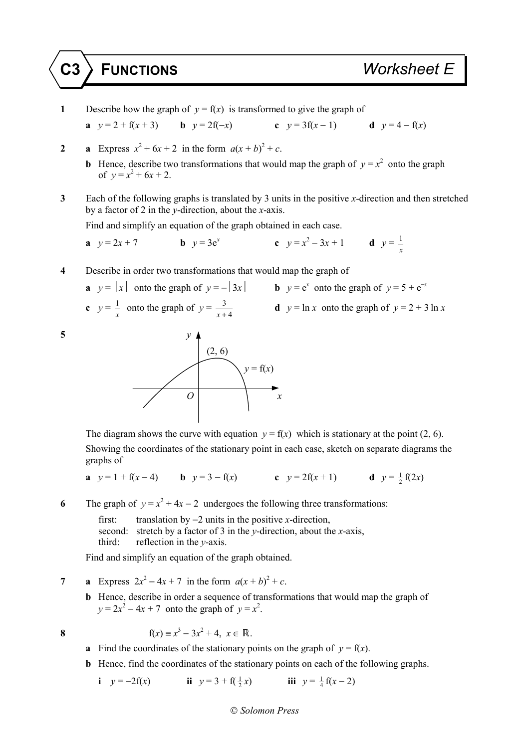# C3 FUNCTIONS — Worksheet E

**1** Describe how the graph of $y = \text{f}(x)$ is transformed to give the graph of

**a** $y = 2 + \text{f}(x + 3)$  **b** $y = 2\text{f}(-x)$  **c** $y = 3\text{f}(x - 1)$  **d** $y = 4 - \text{f}(x)$

**2** **a** Express $x^2 + 6x + 2$ in the form $a(x + b)^2 + c$.

**b** Hence, describe two transformations that would map the graph of $y = x^2$ onto the graph of $y = x^2 + 6x + 2$.

**3** Each of the following graphs is translated by 3 units in the positive $x$-direction and then stretched by a factor of 2 in the $y$-direction, about the $x$-axis.

Find and simplify an equation of the graph obtained in each case.

**a** $y = 2x + 7$  **b** $y = 3\text{e}^x$  **c** $y = x^2 - 3x + 1$  **d** $y = \frac{1}{x}$

**4** Describe in order two transformations that would map the graph of

**a** $y = |x|$ onto the graph of $y = -|3x|$  **b** $y = \text{e}^x$ onto the graph of $y = 5 + \text{e}^{-x}$

**c** $y = \frac{1}{x}$ onto the graph of $y = \frac{3}{x+4}$  **d** $y = \ln x$ onto the graph of $y = 2 + 3\ln x$

**5**

(2, 6) $y = \text{f}(x)$

The diagram shows the curve with equation $y = \text{f}(x)$ which is stationary at the point (2, 6).

Showing the coordinates of the stationary point in each case, sketch on separate diagrams the graphs of

**a** $y = 1 + \text{f}(x - 4)$  **b** $y = 3 - \text{f}(x)$  **c** $y = 2\text{f}(x + 1)$  **d** $y = \frac{1}{2}\text{f}(2x)$

**6** The graph of $y = x^2 + 4x - 2$ undergoes the following three transformations:

first: translation by $-2$ units in the positive $x$-direction,
second: stretch by a factor of 3 in the $y$-direction, about the $x$-axis,
third: reflection in the $y$-axis.

Find and simplify an equation of the graph obtained.

**7** **a** Express $2x^2 - 4x + 7$ in the form $a(x + b)^2 + c$.

**b** Hence, describe in order a sequence of transformations that would map the graph of $y = 2x^2 - 4x + 7$ onto the graph of $y = x^2$.

**8** $$\text{f}(x) \equiv x^3 - 3x^2 + 4, \ x \in \mathbb{R}.$$

**a** Find the coordinates of the stationary points on the graph of $y = \text{f}(x)$.

**b** Hence, find the coordinates of the stationary points on each of the following graphs.

**i** $y = -2\text{f}(x)$  **ii** $y = 3 + \text{f}(\frac{1}{2}x)$  **iii** $y = \frac{1}{4}\text{f}(x - 2)$

© Solomon Press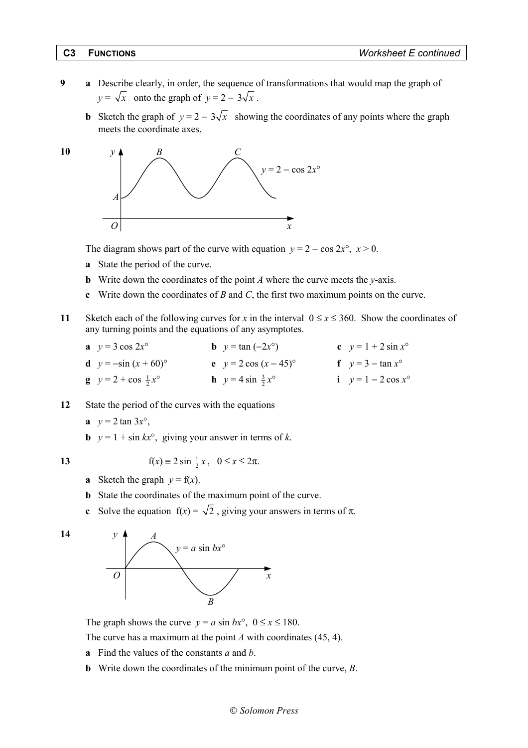**9** **a** Describe clearly, in order, the sequence of transformations that would map the graph of $y = \sqrt{x}$ onto the graph of $y = 2 - 3\sqrt{x}$.

**b** Sketch the graph of $y = 2 - 3\sqrt{x}$ showing the coordinates of any points where the graph meets the coordinate axes.

**10**

y B C

$y = 2 - \cos 2x°$

A

O x

The diagram shows part of the curve with equation $y = 2 - \cos 2x°$, $x > 0$.

**a** State the period of the curve.

**b** Write down the coordinates of the point $A$ where the curve meets the $y$-axis.

**c** Write down the coordinates of $B$ and $C$, the first two maximum points on the curve.

**11** Sketch each of the following curves for $x$ in the interval $0 \le x \le 360$. Show the coordinates of any turning points and the equations of any asymptotes.

**a** $y = 3 \cos 2x°$ **b** $y = \tan (-2x°)$ **c** $y = 1 + 2 \sin x°$

**d** $y = -\sin (x + 60)°$ **e** $y = 2 \cos (x - 45)°$ **f** $y = 3 - \tan x°$

**g** $y = 2 + \cos \frac{1}{2}x°$ **h** $y = 4 \sin \frac{3}{2}x°$ **i** $y = 1 - 2 \cos x°$

**12** State the period of the curves with the equations

**a** $y = 2 \tan 3x°$,

**b** $y = 1 + \sin kx°$, giving your answer in terms of $k$.

**13** $$\text{f}(x) \equiv 2 \sin \tfrac{1}{2}x, \quad 0 \le x \le 2\pi.$$

**a** Sketch the graph $y = \text{f}(x)$.

**b** State the coordinates of the maximum point of the curve.

**c** Solve the equation $\text{f}(x) = \sqrt{2}$, giving your answers in terms of $\pi$.

**14**

y A

$y = a \sin bx°$

O x

B

The graph shows the curve $y = a \sin bx°$, $0 \le x \le 180$.

The curve has a maximum at the point $A$ with coordinates $(45, 4)$.

**a** Find the values of the constants $a$ and $b$.

**b** Write down the coordinates of the minimum point of the curve, $B$.